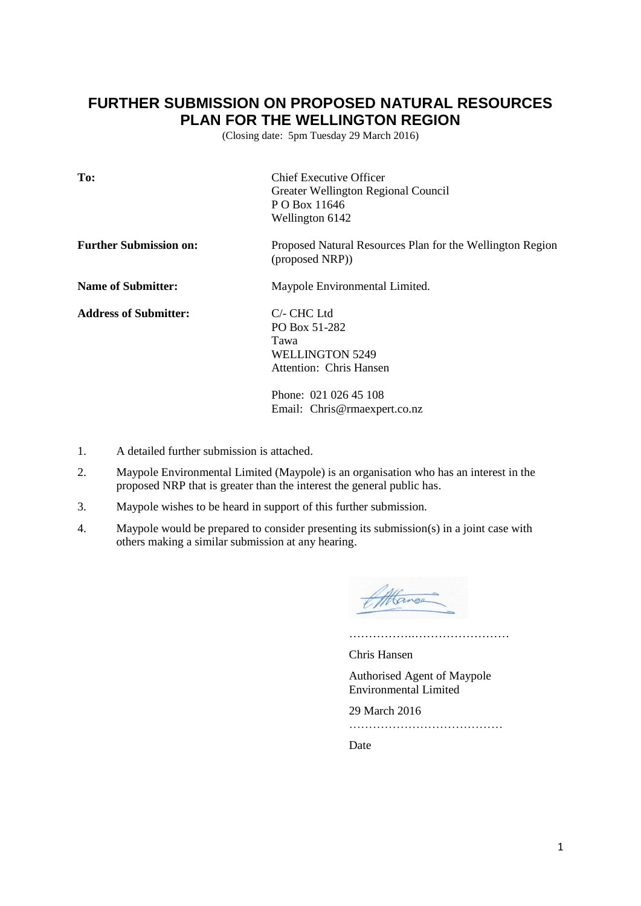# FURTHER SUBMISSION ON PROPOSED NATURAL RESOURCES PLAN FOR THE WELLINGTON REGION

(Closing date: 5pm Tuesday 29 March 2016)

| | |
|---|---|
| **To:** | Chief Executive Officer<br>Greater Wellington Regional Council<br>P O Box 11646<br>Wellington 6142 |
| **Further Submission on:** | Proposed Natural Resources Plan for the Wellington Region (proposed NRP)) |
| **Name of Submitter:** | Maypole Environmental Limited. |
| **Address of Submitter:** | C/- CHC Ltd<br>PO Box 51-282<br>Tawa<br>WELLINGTON 5249<br>Attention: Chris Hansen<br><br>Phone: 021 026 45 108<br>Email: Chris@rmaexpert.co.nz |

1. A detailed further submission is attached.
2. Maypole Environmental Limited (Maypole) is an organisation who has an interest in the proposed NRP that is greater than the interest the general public has.
3. Maypole wishes to be heard in support of this further submission.
4. Maypole would be prepared to consider presenting its submission(s) in a joint case with others making a similar submission at any hearing.

……………..……………………

Chris Hansen

Authorised Agent of Maypole Environmental Limited

29 March 2016

…………………………………

Date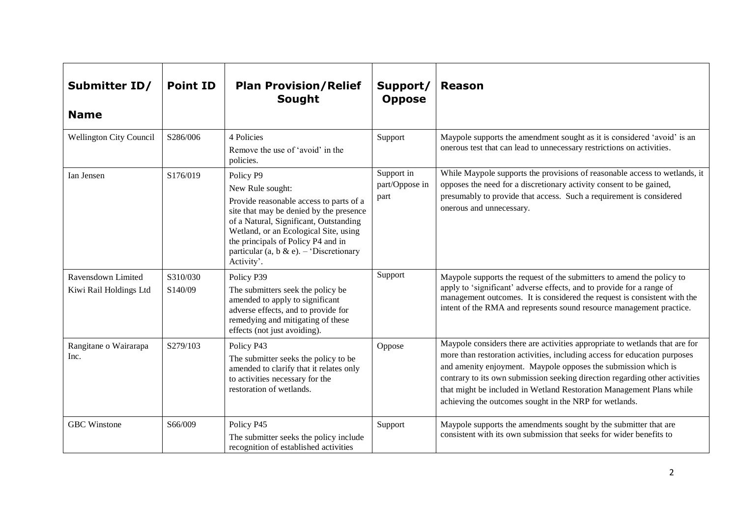| Submitter ID/ Name | Point ID | Plan Provision/Relief Sought | Support/ Oppose | Reason |
|---|---|---|---|---|
| Wellington City Council | S286/006 | 4 Policies<br>Remove the use of 'avoid' in the policies. | Support | Maypole supports the amendment sought as it is considered 'avoid' is an onerous test that can lead to unnecessary restrictions on activities. |
| Ian Jensen | S176/019 | Policy P9<br>New Rule sought:<br>Provide reasonable access to parts of a site that may be denied by the presence of a Natural, Significant, Outstanding Wetland, or an Ecological Site, using the principals of Policy P4 and in particular (a, b & e). – 'Discretionary Activity'. | Support in part/Oppose in part | While Maypole supports the provisions of reasonable access to wetlands, it opposes the need for a discretionary activity consent to be gained, presumably to provide that access. Such a requirement is considered onerous and unnecessary. |
| Ravensdown Limited<br>Kiwi Rail Holdings Ltd | S310/030<br>S140/09 | Policy P39<br>The submitters seek the policy be amended to apply to significant adverse effects, and to provide for remedying and mitigating of these effects (not just avoiding). | Support | Maypole supports the request of the submitters to amend the policy to apply to 'significant' adverse effects, and to provide for a range of management outcomes. It is considered the request is consistent with the intent of the RMA and represents sound resource management practice. |
| Rangitane o Wairarapa Inc. | S279/103 | Policy P43<br>The submitter seeks the policy to be amended to clarify that it relates only to activities necessary for the restoration of wetlands. | Oppose | Maypole considers there are activities appropriate to wetlands that are for more than restoration activities, including access for education purposes and amenity enjoyment. Maypole opposes the submission which is contrary to its own submission seeking direction regarding other activities that might be included in Wetland Restoration Management Plans while achieving the outcomes sought in the NRP for wetlands. |
| GBC Winstone | S66/009 | Policy P45<br>The submitter seeks the policy include recognition of established activities | Support | Maypole supports the amendments sought by the submitter that are consistent with its own submission that seeks for wider benefits to |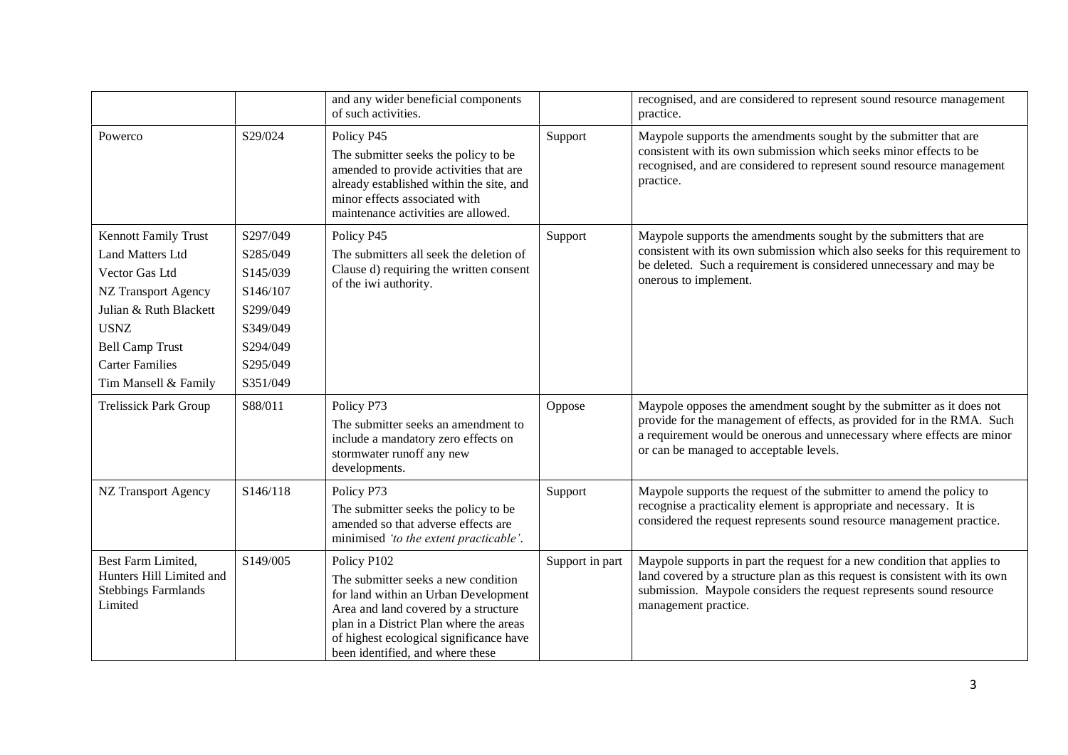| | | and any wider beneficial components of such activities. | | recognised, and are considered to represent sound resource management practice. |
|---|---|---|---|---|
| Powerco | S29/024 | Policy P45<br>The submitter seeks the policy to be amended to provide activities that are already established within the site, and minor effects associated with maintenance activities are allowed. | Support | Maypole supports the amendments sought by the submitter that are consistent with its own submission which seeks minor effects to be recognised, and are considered to represent sound resource management practice. |
| Kennott Family Trust<br>Land Matters Ltd<br>Vector Gas Ltd<br>NZ Transport Agency<br>Julian & Ruth Blackett<br>USNZ<br>Bell Camp Trust<br>Carter Families<br>Tim Mansell & Family | S297/049<br>S285/049<br>S145/039<br>S146/107<br>S299/049<br>S349/049<br>S294/049<br>S295/049<br>S351/049 | Policy P45<br>The submitters all seek the deletion of Clause d) requiring the written consent of the iwi authority. | Support | Maypole supports the amendments sought by the submitters that are consistent with its own submission which also seeks for this requirement to be deleted. Such a requirement is considered unnecessary and may be onerous to implement. |
| Trelissick Park Group | S88/011 | Policy P73<br>The submitter seeks an amendment to include a mandatory zero effects on stormwater runoff any new developments. | Oppose | Maypole opposes the amendment sought by the submitter as it does not provide for the management of effects, as provided for in the RMA. Such a requirement would be onerous and unnecessary where effects are minor or can be managed to acceptable levels. |
| NZ Transport Agency | S146/118 | Policy P73<br>The submitter seeks the policy to be amended so that adverse effects are minimised *'to the extent practicable'*. | Support | Maypole supports the request of the submitter to amend the policy to recognise a practicality element is appropriate and necessary. It is considered the request represents sound resource management practice. |
| Best Farm Limited, Hunters Hill Limited and Stebbings Farmlands Limited | S149/005 | Policy P102<br>The submitter seeks a new condition for land within an Urban Development Area and land covered by a structure plan in a District Plan where the areas of highest ecological significance have been identified, and where these | Support in part | Maypole supports in part the request for a new condition that applies to land covered by a structure plan as this request is consistent with its own submission. Maypole considers the request represents sound resource management practice. |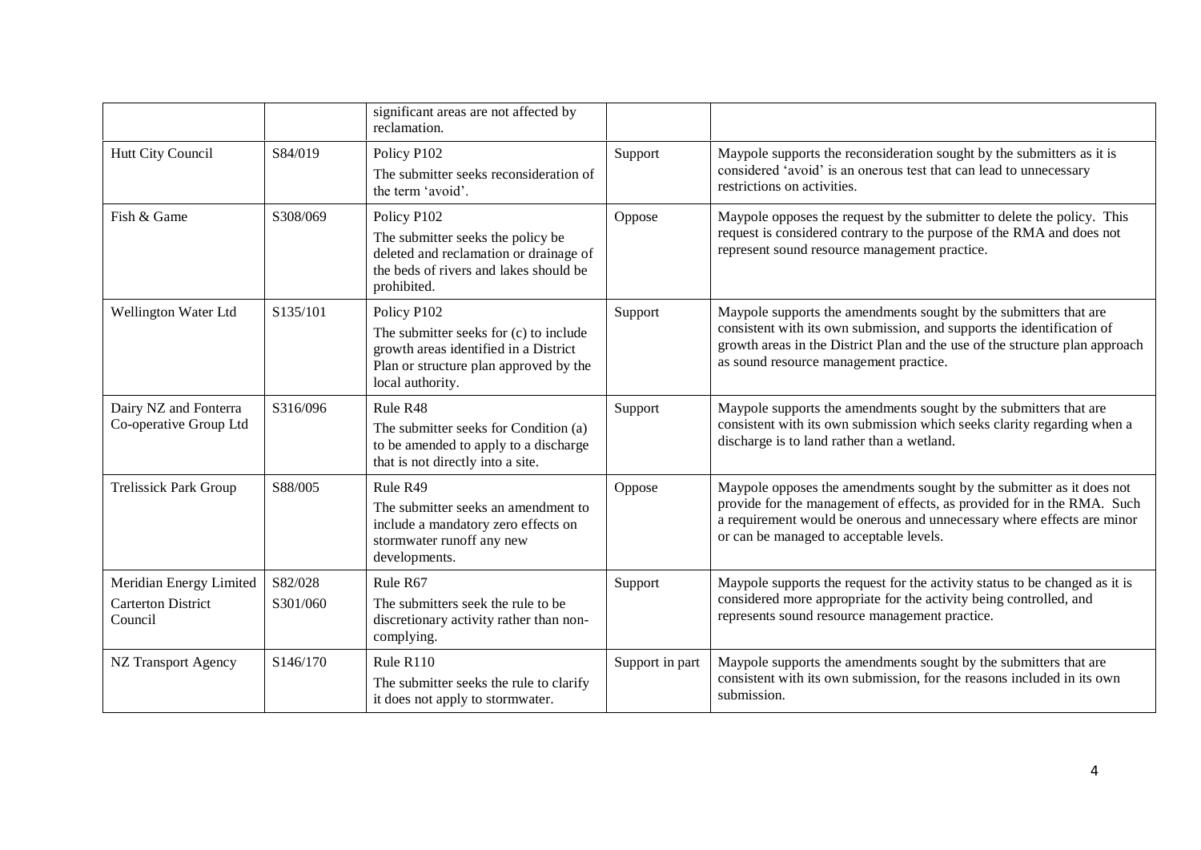| | | significant areas are not affected by reclamation. | | |
|---|---|---|---|---|
| Hutt City Council | S84/019 | Policy P102<br>The submitter seeks reconsideration of the term 'avoid'. | Support | Maypole supports the reconsideration sought by the submitters as it is considered 'avoid' is an onerous test that can lead to unnecessary restrictions on activities. |
| Fish & Game | S308/069 | Policy P102<br>The submitter seeks the policy be deleted and reclamation or drainage of the beds of rivers and lakes should be prohibited. | Oppose | Maypole opposes the request by the submitter to delete the policy. This request is considered contrary to the purpose of the RMA and does not represent sound resource management practice. |
| Wellington Water Ltd | S135/101 | Policy P102<br>The submitter seeks for (c) to include growth areas identified in a District Plan or structure plan approved by the local authority. | Support | Maypole supports the amendments sought by the submitters that are consistent with its own submission, and supports the identification of growth areas in the District Plan and the use of the structure plan approach as sound resource management practice. |
| Dairy NZ and Fonterra Co-operative Group Ltd | S316/096 | Rule R48<br>The submitter seeks for Condition (a) to be amended to apply to a discharge that is not directly into a site. | Support | Maypole supports the amendments sought by the submitters that are consistent with its own submission which seeks clarity regarding when a discharge is to land rather than a wetland. |
| Trelissick Park Group | S88/005 | Rule R49<br>The submitter seeks an amendment to include a mandatory zero effects on stormwater runoff any new developments. | Oppose | Maypole opposes the amendments sought by the submitter as it does not provide for the management of effects, as provided for in the RMA. Such a requirement would be onerous and unnecessary where effects are minor or can be managed to acceptable levels. |
| Meridian Energy Limited<br>Carterton District Council | S82/028<br>S301/060 | Rule R67<br>The submitters seek the rule to be discretionary activity rather than non-complying. | Support | Maypole supports the request for the activity status to be changed as it is considered more appropriate for the activity being controlled, and represents sound resource management practice. |
| NZ Transport Agency | S146/170 | Rule R110<br>The submitter seeks the rule to clarify it does not apply to stormwater. | Support in part | Maypole supports the amendments sought by the submitters that are consistent with its own submission, for the reasons included in its own submission. |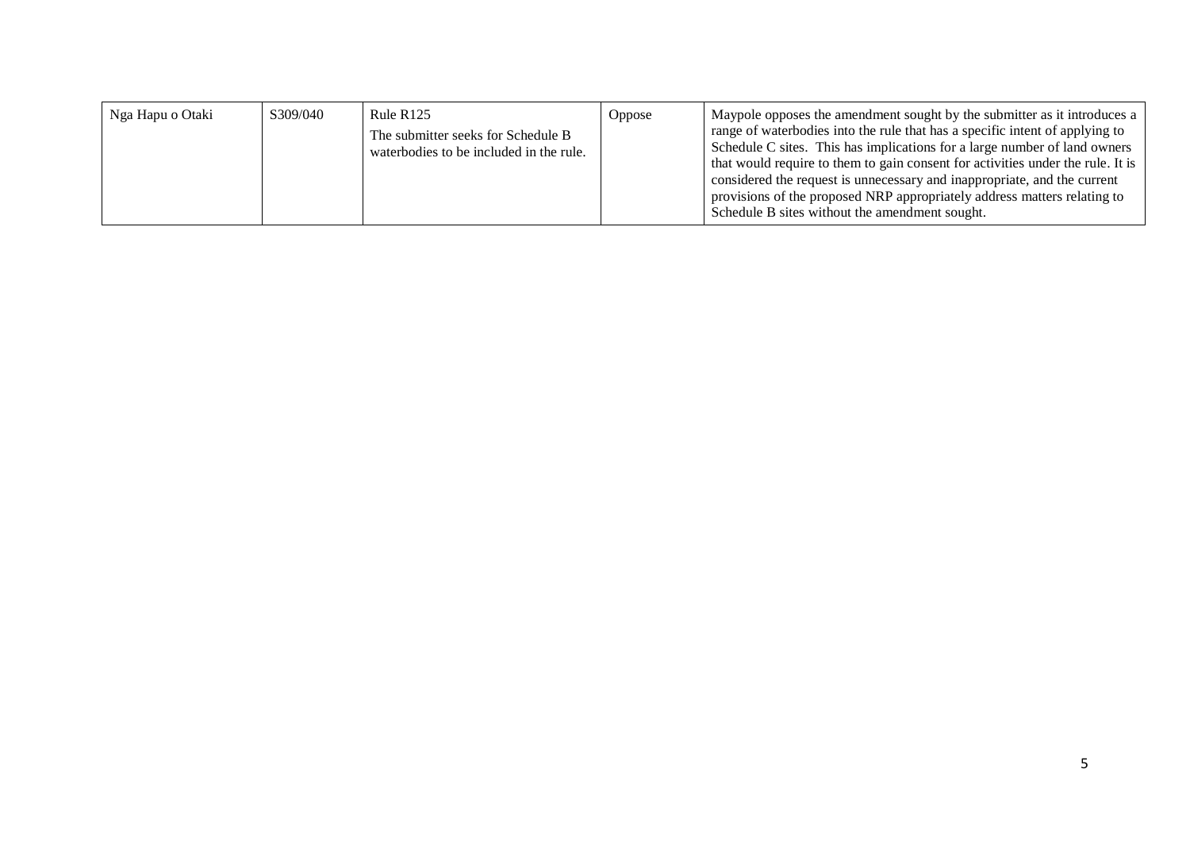| | | | | |
|---|---|---|---|---|
| Nga Hapu o Otaki | S309/040 | Rule R125<br>The submitter seeks for Schedule B waterbodies to be included in the rule. | Oppose | Maypole opposes the amendment sought by the submitter as it introduces a range of waterbodies into the rule that has a specific intent of applying to Schedule C sites. This has implications for a large number of land owners that would require to them to gain consent for activities under the rule. It is considered the request is unnecessary and inappropriate, and the current provisions of the proposed NRP appropriately address matters relating to Schedule B sites without the amendment sought. |